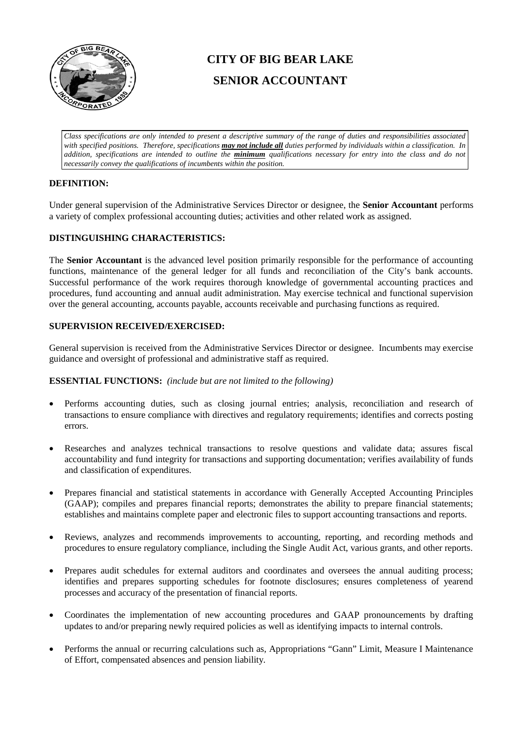# CITY OF BIG BEAR LAKE

# SENIOR ACCOUNTANT

*Class specifications are only intended to present a descriptive summary of the range of duties and responsibilities associated with specified positions. Therefore, specifications **may not include all** duties performed by individuals within a classification. In addition, specifications are intended to outline the **minimum** qualifications necessary for entry into the class and do not necessarily convey the qualifications of incumbents within the position.*

## DEFINITION:

Under general supervision of the Administrative Services Director or designee, the **Senior Accountant** performs a variety of complex professional accounting duties; activities and other related work as assigned.

## DISTINGUISHING CHARACTERISTICS:

The **Senior Accountant** is the advanced level position primarily responsible for the performance of accounting functions, maintenance of the general ledger for all funds and reconciliation of the City's bank accounts. Successful performance of the work requires thorough knowledge of governmental accounting practices and procedures, fund accounting and annual audit administration. May exercise technical and functional supervision over the general accounting, accounts payable, accounts receivable and purchasing functions as required.

## SUPERVISION RECEIVED/EXERCISED:

General supervision is received from the Administrative Services Director or designee. Incumbents may exercise guidance and oversight of professional and administrative staff as required.

## ESSENTIAL FUNCTIONS: *(include but are not limited to the following)*

- Performs accounting duties, such as closing journal entries; analysis, reconciliation and research of transactions to ensure compliance with directives and regulatory requirements; identifies and corrects posting errors.
- Researches and analyzes technical transactions to resolve questions and validate data; assures fiscal accountability and fund integrity for transactions and supporting documentation; verifies availability of funds and classification of expenditures.
- Prepares financial and statistical statements in accordance with Generally Accepted Accounting Principles (GAAP); compiles and prepares financial reports; demonstrates the ability to prepare financial statements; establishes and maintains complete paper and electronic files to support accounting transactions and reports.
- Reviews, analyzes and recommends improvements to accounting, reporting, and recording methods and procedures to ensure regulatory compliance, including the Single Audit Act, various grants, and other reports.
- Prepares audit schedules for external auditors and coordinates and oversees the annual auditing process; identifies and prepares supporting schedules for footnote disclosures; ensures completeness of yearend processes and accuracy of the presentation of financial reports.
- Coordinates the implementation of new accounting procedures and GAAP pronouncements by drafting updates to and/or preparing newly required policies as well as identifying impacts to internal controls.
- Performs the annual or recurring calculations such as, Appropriations "Gann" Limit, Measure I Maintenance of Effort, compensated absences and pension liability.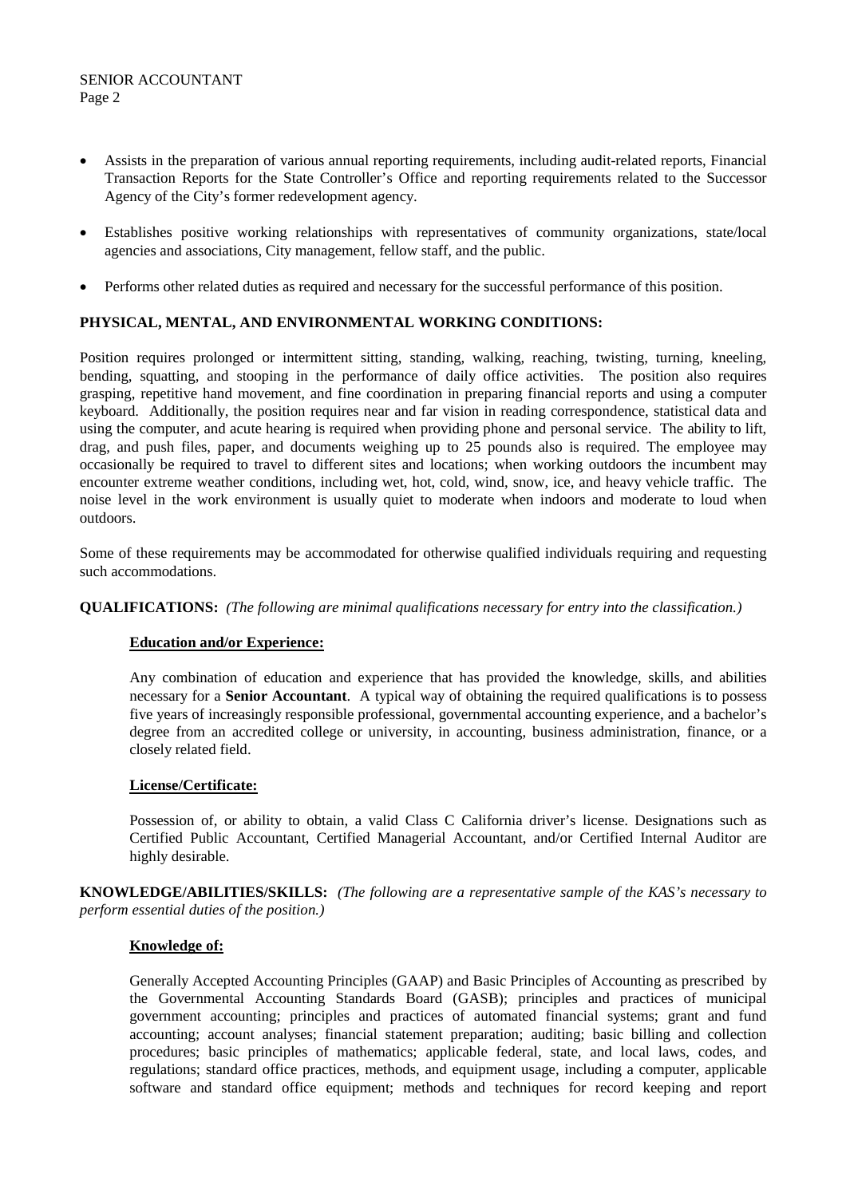- Assists in the preparation of various annual reporting requirements, including audit-related reports, Financial Transaction Reports for the State Controller's Office and reporting requirements related to the Successor Agency of the City's former redevelopment agency.

- Establishes positive working relationships with representatives of community organizations, state/local agencies and associations, City management, fellow staff, and the public.

- Performs other related duties as required and necessary for the successful performance of this position.

**PHYSICAL, MENTAL, AND ENVIRONMENTAL WORKING CONDITIONS:**

Position requires prolonged or intermittent sitting, standing, walking, reaching, twisting, turning, kneeling, bending, squatting, and stooping in the performance of daily office activities. The position also requires grasping, repetitive hand movement, and fine coordination in preparing financial reports and using a computer keyboard. Additionally, the position requires near and far vision in reading correspondence, statistical data and using the computer, and acute hearing is required when providing phone and personal service. The ability to lift, drag, and push files, paper, and documents weighing up to 25 pounds also is required. The employee may occasionally be required to travel to different sites and locations; when working outdoors the incumbent may encounter extreme weather conditions, including wet, hot, cold, wind, snow, ice, and heavy vehicle traffic. The noise level in the work environment is usually quiet to moderate when indoors and moderate to loud when outdoors.

Some of these requirements may be accommodated for otherwise qualified individuals requiring and requesting such accommodations.

**QUALIFICATIONS:** *(The following are minimal qualifications necessary for entry into the classification.)*

**Education and/or Experience:**

Any combination of education and experience that has provided the knowledge, skills, and abilities necessary for a **Senior Accountant**. A typical way of obtaining the required qualifications is to possess five years of increasingly responsible professional, governmental accounting experience, and a bachelor's degree from an accredited college or university, in accounting, business administration, finance, or a closely related field.

**License/Certificate:**

Possession of, or ability to obtain, a valid Class C California driver's license. Designations such as Certified Public Accountant, Certified Managerial Accountant, and/or Certified Internal Auditor are highly desirable.

**KNOWLEDGE/ABILITIES/SKILLS:** *(The following are a representative sample of the KAS's necessary to perform essential duties of the position.)*

**Knowledge of:**

Generally Accepted Accounting Principles (GAAP) and Basic Principles of Accounting as prescribed by the Governmental Accounting Standards Board (GASB); principles and practices of municipal government accounting; principles and practices of automated financial systems; grant and fund accounting; account analyses; financial statement preparation; auditing; basic billing and collection procedures; basic principles of mathematics; applicable federal, state, and local laws, codes, and regulations; standard office practices, methods, and equipment usage, including a computer, applicable software and standard office equipment; methods and techniques for record keeping and report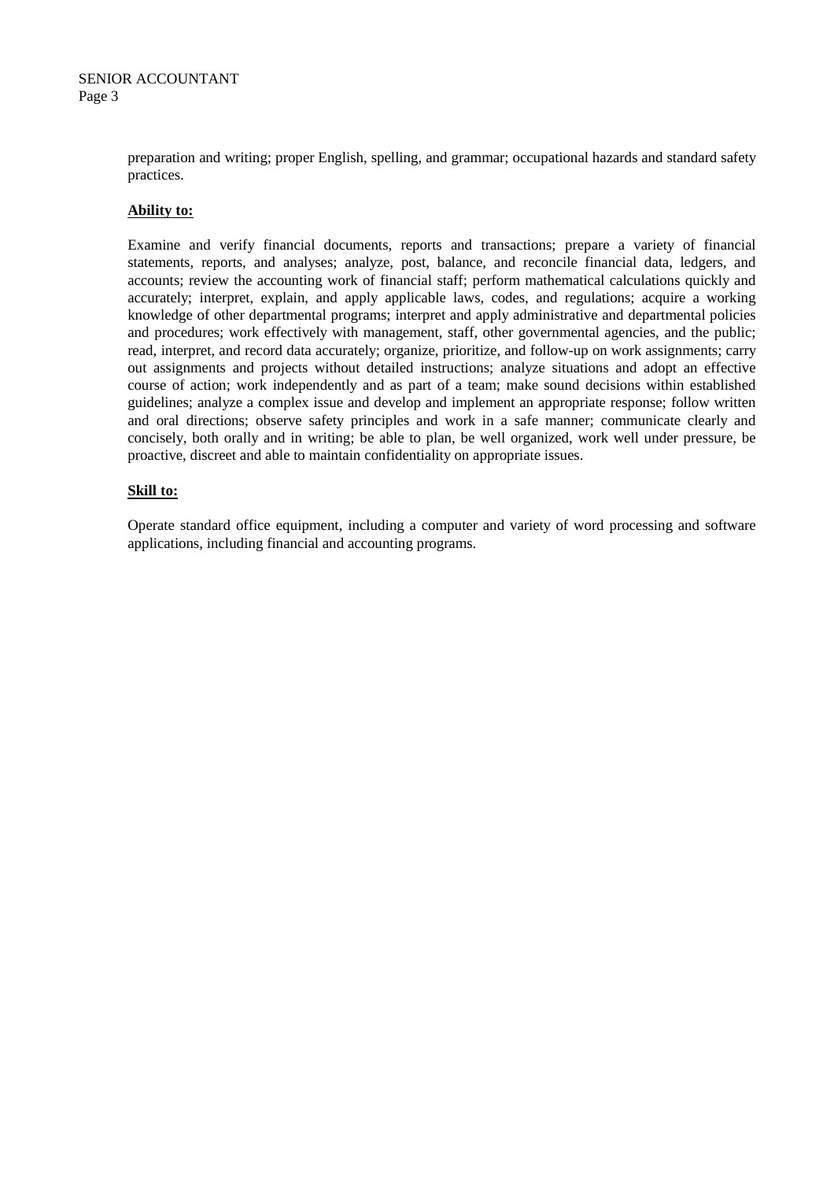preparation and writing; proper English, spelling, and grammar; occupational hazards and standard safety practices.

**Ability to:**

Examine and verify financial documents, reports and transactions; prepare a variety of financial statements, reports, and analyses; analyze, post, balance, and reconcile financial data, ledgers, and accounts; review the accounting work of financial staff; perform mathematical calculations quickly and accurately; interpret, explain, and apply applicable laws, codes, and regulations; acquire a working knowledge of other departmental programs; interpret and apply administrative and departmental policies and procedures; work effectively with management, staff, other governmental agencies, and the public; read, interpret, and record data accurately; organize, prioritize, and follow-up on work assignments; carry out assignments and projects without detailed instructions; analyze situations and adopt an effective course of action; work independently and as part of a team; make sound decisions within established guidelines; analyze a complex issue and develop and implement an appropriate response; follow written and oral directions; observe safety principles and work in a safe manner; communicate clearly and concisely, both orally and in writing; be able to plan, be well organized, work well under pressure, be proactive, discreet and able to maintain confidentiality on appropriate issues.

**Skill to:**

Operate standard office equipment, including a computer and variety of word processing and software applications, including financial and accounting programs.